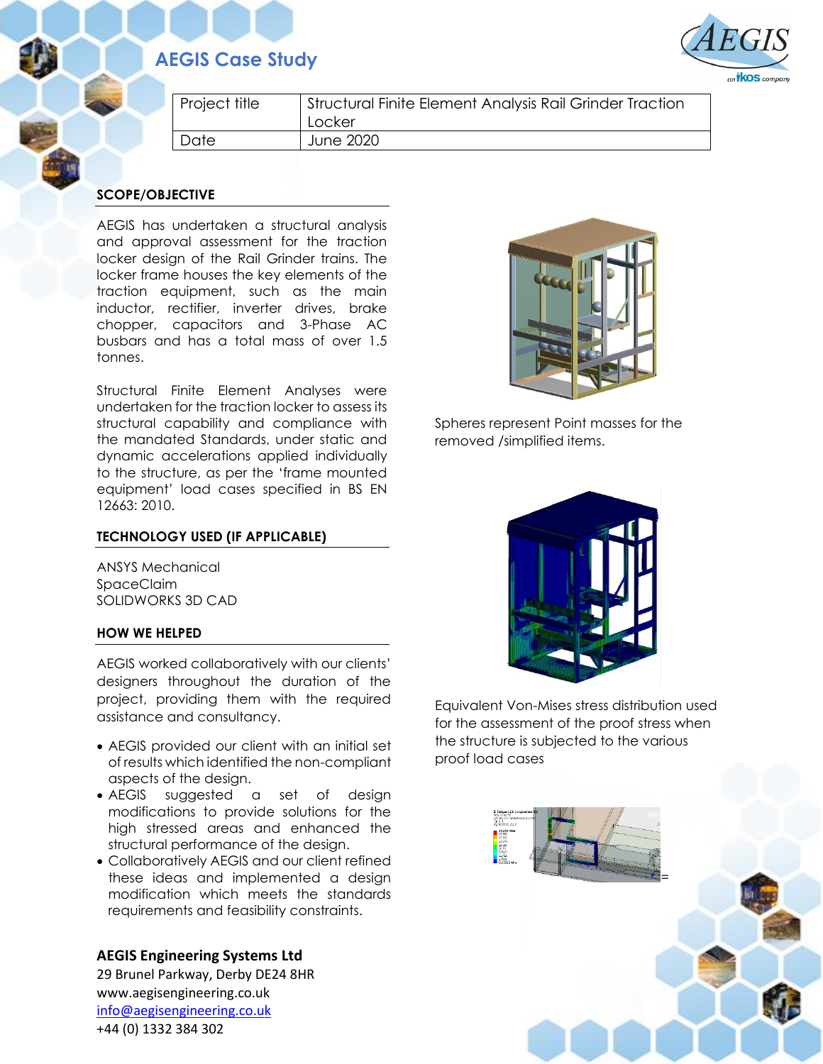# AEGIS Case Study

| Project title | Structural Finite Element Analysis Rail Grinder Traction Locker |
|---|---|
| Date | June 2020 |

## SCOPE/OBJECTIVE

AEGIS has undertaken a structural analysis and approval assessment for the traction locker design of the Rail Grinder trains. The locker frame houses the key elements of the traction equipment, such as the main inductor, rectifier, inverter drives, brake chopper, capacitors and 3-Phase AC busbars and has a total mass of over 1.5 tonnes.

Structural Finite Element Analyses were undertaken for the traction locker to assess its structural capability and compliance with the mandated Standards, under static and dynamic accelerations applied individually to the structure, as per the 'frame mounted equipment' load cases specified in BS EN 12663: 2010.

Spheres represent Point masses for the removed /simplified items.

## TECHNOLOGY USED (IF APPLICABLE)

ANSYS Mechanical
SpaceClaim
SOLIDWORKS 3D CAD

Equivalent Von-Mises stress distribution used for the assessment of the proof stress when the structure is subjected to the various proof load cases

## HOW WE HELPED

AEGIS worked collaboratively with our clients' designers throughout the duration of the project, providing them with the required assistance and consultancy.

- AEGIS provided our client with an initial set of results which identified the non-compliant aspects of the design.
- AEGIS suggested a set of design modifications to provide solutions for the high stressed areas and enhanced the structural performance of the design.
- Collaboratively AEGIS and our client refined these ideas and implemented a design modification which meets the standards requirements and feasibility constraints.

**AEGIS Engineering Systems Ltd**
29 Brunel Parkway, Derby DE24 8HR
www.aegisengineering.co.uk
info@aegisengineering.co.uk
+44 (0) 1332 384 302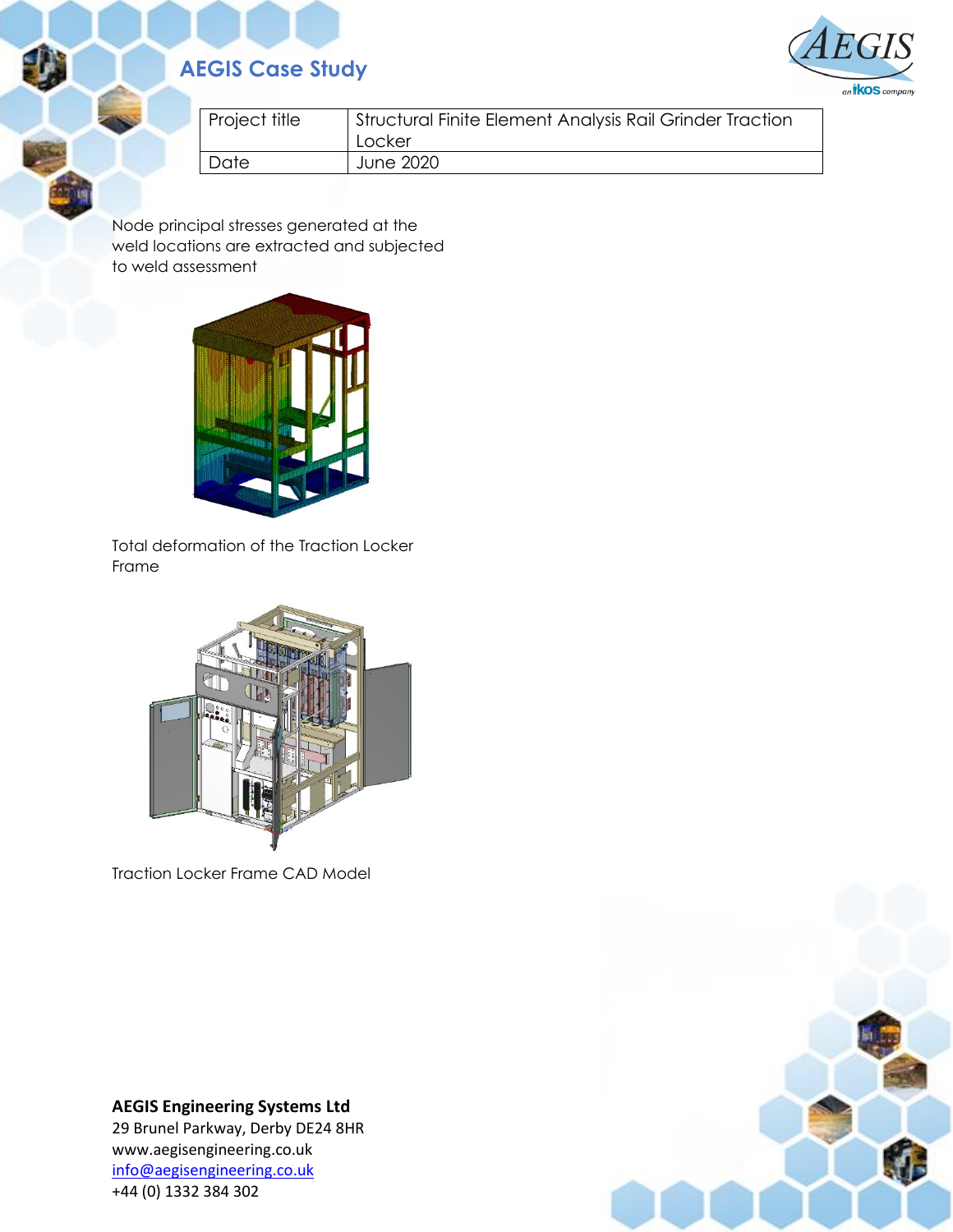## AEGIS Case Study

| | |
|---|---|
| Project title | Structural Finite Element Analysis Rail Grinder Traction Locker |
| Date | June 2020 |

Node principal stresses generated at the weld locations are extracted and subjected to weld assessment

Total deformation of the Traction Locker Frame

Traction Locker Frame CAD Model

**AEGIS Engineering Systems Ltd**
29 Brunel Parkway, Derby DE24 8HR
www.aegisengineering.co.uk
info@aegisengineering.co.uk
+44 (0) 1332 384 302